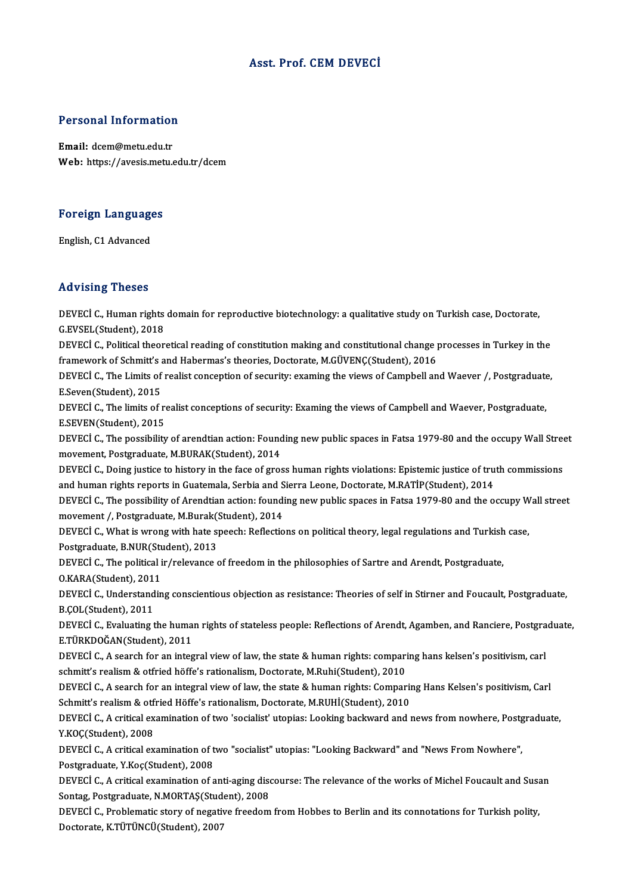# Asst. Prof. CEM DEVECİ

## Personal Information

**Email:** dcem@metu.edu.tr
**Web:** https://avesis.metu.edu.tr/dcem

## Foreign Languages

English, C1 Advanced

## Advising Theses

DEVECİ C., Human rights domain for reproductive biotechnology: a qualitative study on Turkish case, Doctorate, G.EVSEL(Student), 2018

DEVECİ C., Political theoretical reading of constitution making and constitutional change processes in Turkey in the framework of Schmitt's and Habermas's theories, Doctorate, M.GÜVENÇ(Student), 2016

DEVECİ C., The Limits of realist conception of security: examing the views of Campbell and Waever /, Postgraduate, E.Seven(Student), 2015

DEVECİ C., The limits of realist conceptions of security: Examing the views of Campbell and Waever, Postgraduate, E.SEVEN(Student), 2015

DEVECİ C., The possibility of arendtian action: Founding new public spaces in Fatsa 1979-80 and the occupy Wall Street movement, Postgraduate, M.BURAK(Student), 2014

DEVECİ C., Doing justice to history in the face of gross human rights violations: Epistemic justice of truth commissions and human rights reports in Guatemala, Serbia and Sierra Leone, Doctorate, M.RATİP(Student), 2014

DEVECİ C., The possibility of Arendtian action: founding new public spaces in Fatsa 1979-80 and the occupy Wall street movement /, Postgraduate, M.Burak(Student), 2014

DEVECİ C., What is wrong with hate speech: Reflections on political theory, legal regulations and Turkish case, Postgraduate, B.NUR(Student), 2013

DEVECİ C., The political ir/relevance of freedom in the philosophies of Sartre and Arendt, Postgraduate, O.KARA(Student), 2011

DEVECİ C., Understanding conscientious objection as resistance: Theories of self in Stirner and Foucault, Postgraduate, B.ÇOL(Student), 2011

DEVECİ C., Evaluating the human rights of stateless people: Reflections of Arendt, Agamben, and Ranciere, Postgraduate, E.TÜRKDOĞAN(Student), 2011

DEVECİ C., A search for an integral view of law, the state & human rights: comparing hans kelsen's positivism, carl schmitt's realism & otfried höffe's rationalism, Doctorate, M.Ruhi(Student), 2010

DEVECİ C., A search for an integral view of law, the state & human rights: Comparing Hans Kelsen's positivism, Carl Schmitt's realism & otfried Höffe's rationalism, Doctorate, M.RUHİ(Student), 2010

DEVECİ C., A critical examination of two 'socialist' utopias: Looking backward and news from nowhere, Postgraduate, Y.KOÇ(Student), 2008

DEVECİ C., A critical examination of two "socialist" utopias: "Looking Backward" and "News From Nowhere", Postgraduate, Y.Koç(Student), 2008

DEVECİ C., A critical examination of anti-aging discourse: The relevance of the works of Michel Foucault and Susan Sontag, Postgraduate, N.MORTAŞ(Student), 2008

DEVECİ C., Problematic story of negative freedom from Hobbes to Berlin and its connotations for Turkish polity, Doctorate, K.TÜTÜNCÜ(Student), 2007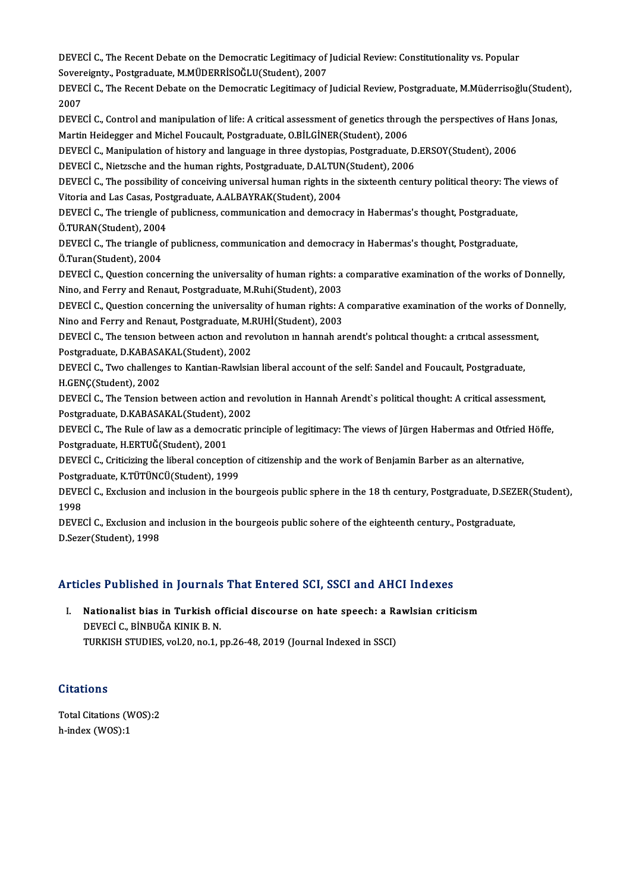DEVECİ C., The Recent Debate on the Democratic Legitimacy of Judicial Review: Constitutionality vs. Popular Sovereignty., Postgraduate, M.MÜDERRİSOĞLU(Student), 2007

DEVECİ C., The Recent Debate on the Democratic Legitimacy of Judicial Review, Postgraduate, M.Müderrisoğlu(Student), 2007

DEVECİ C., Control and manipulation of life: A critical assessment of genetics through the perspectives of Hans Jonas, Martin Heidegger and Michel Foucault, Postgraduate, O.BİLGİNER(Student), 2006

DEVECİ C., Manipulation of history and language in three dystopias, Postgraduate, D.ERSOY(Student), 2006

DEVECİ C., Nietzsche and the human rights, Postgraduate, D.ALTUN(Student), 2006

DEVECİ C., The possibility of conceiving universal human rights in the sixteenth century political theory: The views of Vitoria and Las Casas, Postgraduate, A.ALBAYRAK(Student), 2004

DEVECİ C., The triengle of publicness, communication and democracy in Habermas's thought, Postgraduate, Ö.TURAN(Student), 2004

DEVECİ C., The triangle of publicness, communication and democracy in Habermas's thought, Postgraduate, Ö.Turan(Student), 2004

DEVECİ C., Question concerning the universality of human rights: a comparative examination of the works of Donnelly, Nino, and Ferry and Renaut, Postgraduate, M.Ruhi(Student), 2003

DEVECİ C., Question concerning the universality of human rights: A comparative examination of the works of Donnelly, Nino and Ferry and Renaut, Postgraduate, M.RUHİ(Student), 2003

DEVECİ C., The tensıon between actıon and revolutıon ın hannah arendt's polıtıcal thought: a crıtıcal assessment, Postgraduate, D.KABASAKAL(Student), 2002

DEVECİ C., Two challenges to Kantian-Rawlsian liberal account of the self: Sandel and Foucault, Postgraduate, H.GENÇ(Student), 2002

DEVECİ C., The Tension between action and revolution in Hannah Arendt`s political thought: A critical assessment, Postgraduate, D.KABASAKAL(Student), 2002

DEVECİ C., The Rule of law as a democratic principle of legitimacy: The views of Jürgen Habermas and Otfried Höffe, Postgraduate, H.ERTUĞ(Student), 2001

DEVECİ C., Criticizing the liberal conception of citizenship and the work of Benjamin Barber as an alternative, Postgraduate, K.TÜTÜNCÜ(Student), 1999

DEVECİ C., Exclusion and inclusion in the bourgeois public sphere in the 18 th century, Postgraduate, D.SEZER(Student), 1998

DEVECİ C., Exclusion and inclusion in the bourgeois public sohere of the eighteenth century., Postgraduate, D.Sezer(Student), 1998

## Articles Published in Journals That Entered SCI, SSCI and AHCI Indexes

I. **Nationalist bias in Turkish official discourse on hate speech: a Rawlsian criticism**
   DEVECİ C., BİNBUĞA KINIK B. N.
   TURKISH STUDIES, vol.20, no.1, pp.26-48, 2019 (Journal Indexed in SSCI)

## Citations

Total Citations (WOS):2
h-index (WOS):1